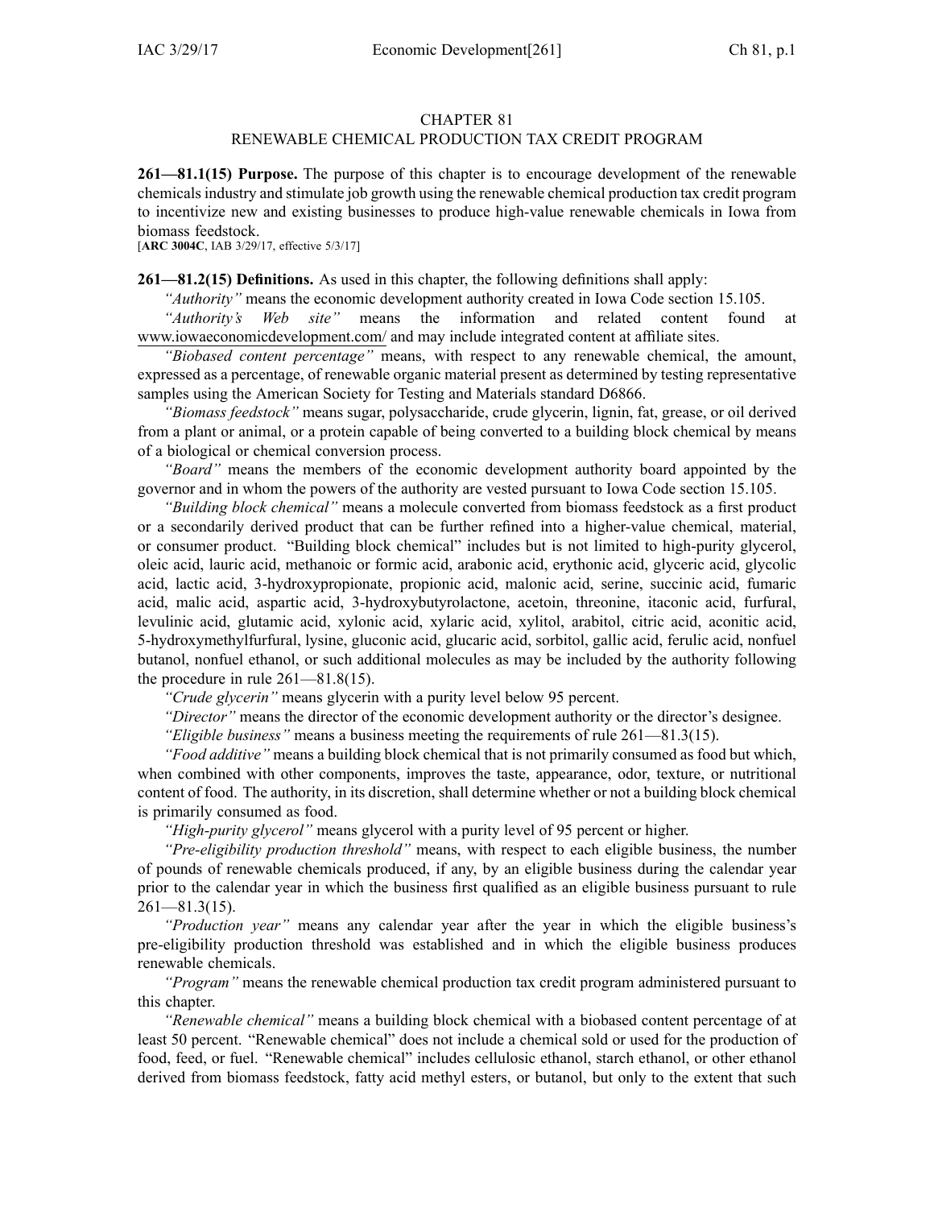# CHAPTER 81
## RENEWABLE CHEMICAL PRODUCTION TAX CREDIT PROGRAM

**261—81.1(15) Purpose.** The purpose of this chapter is to encourage development of the renewable chemicals industry and stimulate job growth using the renewable chemical production tax credit program to incentivize new and existing businesses to produce high-value renewable chemicals in Iowa from biomass feedstock.
[**ARC 3004C**, IAB 3/29/17, effective 5/3/17]

**261—81.2(15) Definitions.** As used in this chapter, the following definitions shall apply:

*"Authority"* means the economic development authority created in Iowa Code section 15.105.

*"Authority's Web site"* means the information and related content found at www.iowaeconomicdevelopment.com/ and may include integrated content at affiliate sites.

*"Biobased content percentage"* means, with respect to any renewable chemical, the amount, expressed as a percentage, of renewable organic material present as determined by testing representative samples using the American Society for Testing and Materials standard D6866.

*"Biomass feedstock"* means sugar, polysaccharide, crude glycerin, lignin, fat, grease, or oil derived from a plant or animal, or a protein capable of being converted to a building block chemical by means of a biological or chemical conversion process.

*"Board"* means the members of the economic development authority board appointed by the governor and in whom the powers of the authority are vested pursuant to Iowa Code section 15.105.

*"Building block chemical"* means a molecule converted from biomass feedstock as a first product or a secondarily derived product that can be further refined into a higher-value chemical, material, or consumer product. "Building block chemical" includes but is not limited to high-purity glycerol, oleic acid, lauric acid, methanoic or formic acid, arabonic acid, erythonic acid, glyceric acid, glycolic acid, lactic acid, 3-hydroxypropionate, propionic acid, malonic acid, serine, succinic acid, fumaric acid, malic acid, aspartic acid, 3-hydroxybutyrolactone, acetoin, threonine, itaconic acid, furfural, levulinic acid, glutamic acid, xylonic acid, xylaric acid, xylitol, arabitol, citric acid, aconitic acid, 5-hydroxymethylfurfural, lysine, gluconic acid, glucaric acid, sorbitol, gallic acid, ferulic acid, nonfuel butanol, nonfuel ethanol, or such additional molecules as may be included by the authority following the procedure in rule 261—81.8(15).

*"Crude glycerin"* means glycerin with a purity level below 95 percent.

*"Director"* means the director of the economic development authority or the director's designee.

*"Eligible business"* means a business meeting the requirements of rule 261—81.3(15).

*"Food additive"* means a building block chemical that is not primarily consumed as food but which, when combined with other components, improves the taste, appearance, odor, texture, or nutritional content of food. The authority, in its discretion, shall determine whether or not a building block chemical is primarily consumed as food.

*"High-purity glycerol"* means glycerol with a purity level of 95 percent or higher.

*"Pre-eligibility production threshold"* means, with respect to each eligible business, the number of pounds of renewable chemicals produced, if any, by an eligible business during the calendar year prior to the calendar year in which the business first qualified as an eligible business pursuant to rule 261—81.3(15).

*"Production year"* means any calendar year after the year in which the eligible business's pre-eligibility production threshold was established and in which the eligible business produces renewable chemicals.

*"Program"* means the renewable chemical production tax credit program administered pursuant to this chapter.

*"Renewable chemical"* means a building block chemical with a biobased content percentage of at least 50 percent. "Renewable chemical" does not include a chemical sold or used for the production of food, feed, or fuel. "Renewable chemical" includes cellulosic ethanol, starch ethanol, or other ethanol derived from biomass feedstock, fatty acid methyl esters, or butanol, but only to the extent that such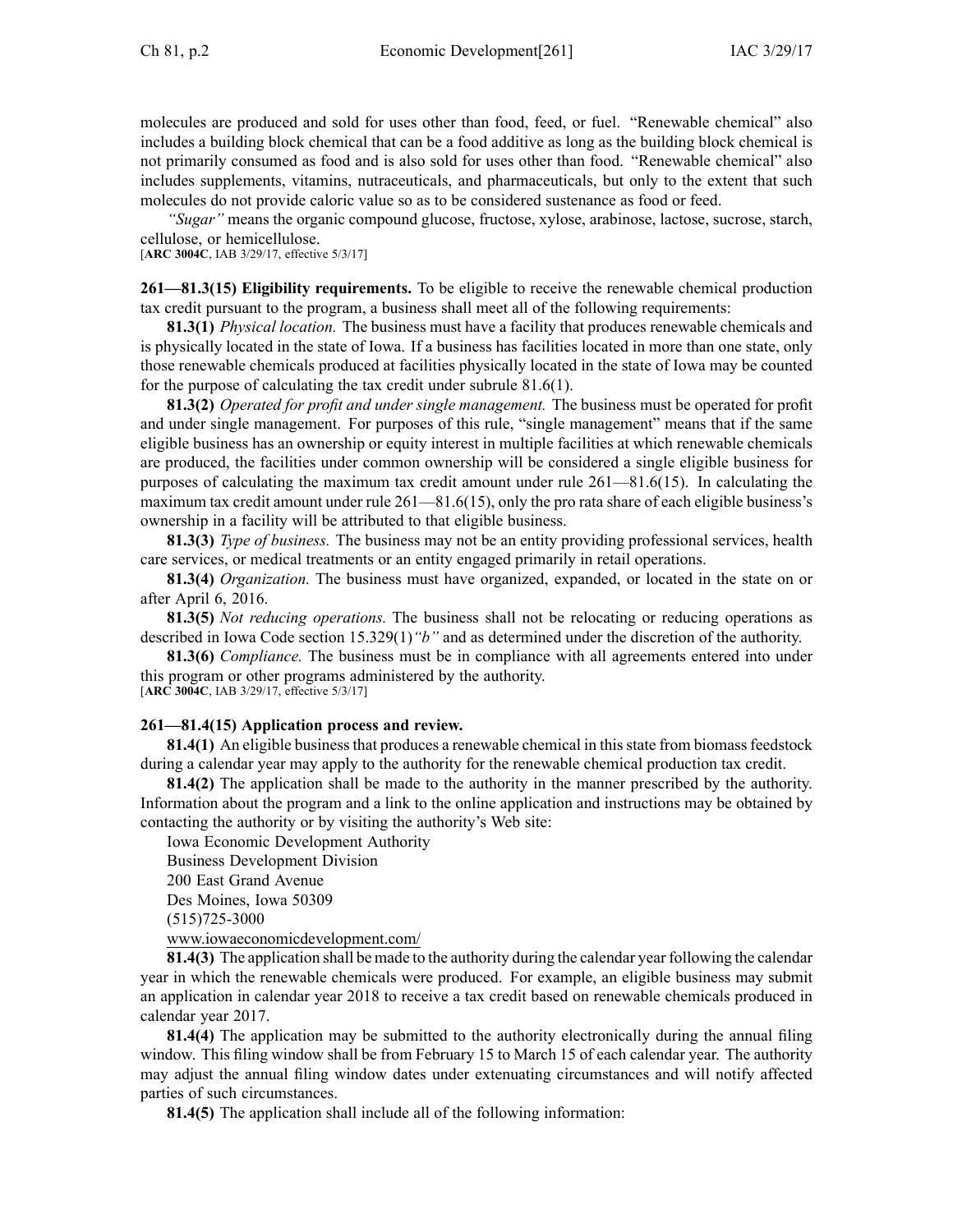molecules are produced and sold for uses other than food, feed, or fuel. "Renewable chemical" also includes a building block chemical that can be a food additive as long as the building block chemical is not primarily consumed as food and is also sold for uses other than food. "Renewable chemical" also includes supplements, vitamins, nutraceuticals, and pharmaceuticals, but only to the extent that such molecules do not provide caloric value so as to be considered sustenance as food or feed.

*"Sugar"* means the organic compound glucose, fructose, xylose, arabinose, lactose, sucrose, starch, cellulose, or hemicellulose.

[**ARC 3004C**, IAB 3/29/17, effective 5/3/17]

**261—81.3(15) Eligibility requirements.** To be eligible to receive the renewable chemical production tax credit pursuant to the program, a business shall meet all of the following requirements:

**81.3(1)** *Physical location.* The business must have a facility that produces renewable chemicals and is physically located in the state of Iowa. If a business has facilities located in more than one state, only those renewable chemicals produced at facilities physically located in the state of Iowa may be counted for the purpose of calculating the tax credit under subrule 81.6(1).

**81.3(2)** *Operated for profit and under single management.* The business must be operated for profit and under single management. For purposes of this rule, "single management" means that if the same eligible business has an ownership or equity interest in multiple facilities at which renewable chemicals are produced, the facilities under common ownership will be considered a single eligible business for purposes of calculating the maximum tax credit amount under rule 261—81.6(15). In calculating the maximum tax credit amount under rule 261—81.6(15), only the pro rata share of each eligible business's ownership in a facility will be attributed to that eligible business.

**81.3(3)** *Type of business.* The business may not be an entity providing professional services, health care services, or medical treatments or an entity engaged primarily in retail operations.

**81.3(4)** *Organization.* The business must have organized, expanded, or located in the state on or after April 6, 2016.

**81.3(5)** *Not reducing operations.* The business shall not be relocating or reducing operations as described in Iowa Code section 15.329(1)*"b"* and as determined under the discretion of the authority.

**81.3(6)** *Compliance.* The business must be in compliance with all agreements entered into under this program or other programs administered by the authority.

[**ARC 3004C**, IAB 3/29/17, effective 5/3/17]

**261—81.4(15) Application process and review.**

**81.4(1)** An eligible business that produces a renewable chemical in this state from biomass feedstock during a calendar year may apply to the authority for the renewable chemical production tax credit.

**81.4(2)** The application shall be made to the authority in the manner prescribed by the authority. Information about the program and a link to the online application and instructions may be obtained by contacting the authority or by visiting the authority's Web site:

Iowa Economic Development Authority
Business Development Division
200 East Grand Avenue
Des Moines, Iowa 50309
(515)725-3000
www.iowaeconomicdevelopment.com/

**81.4(3)** The application shall be made to the authority during the calendar year following the calendar year in which the renewable chemicals were produced. For example, an eligible business may submit an application in calendar year 2018 to receive a tax credit based on renewable chemicals produced in calendar year 2017.

**81.4(4)** The application may be submitted to the authority electronically during the annual filing window. This filing window shall be from February 15 to March 15 of each calendar year. The authority may adjust the annual filing window dates under extenuating circumstances and will notify affected parties of such circumstances.

**81.4(5)** The application shall include all of the following information: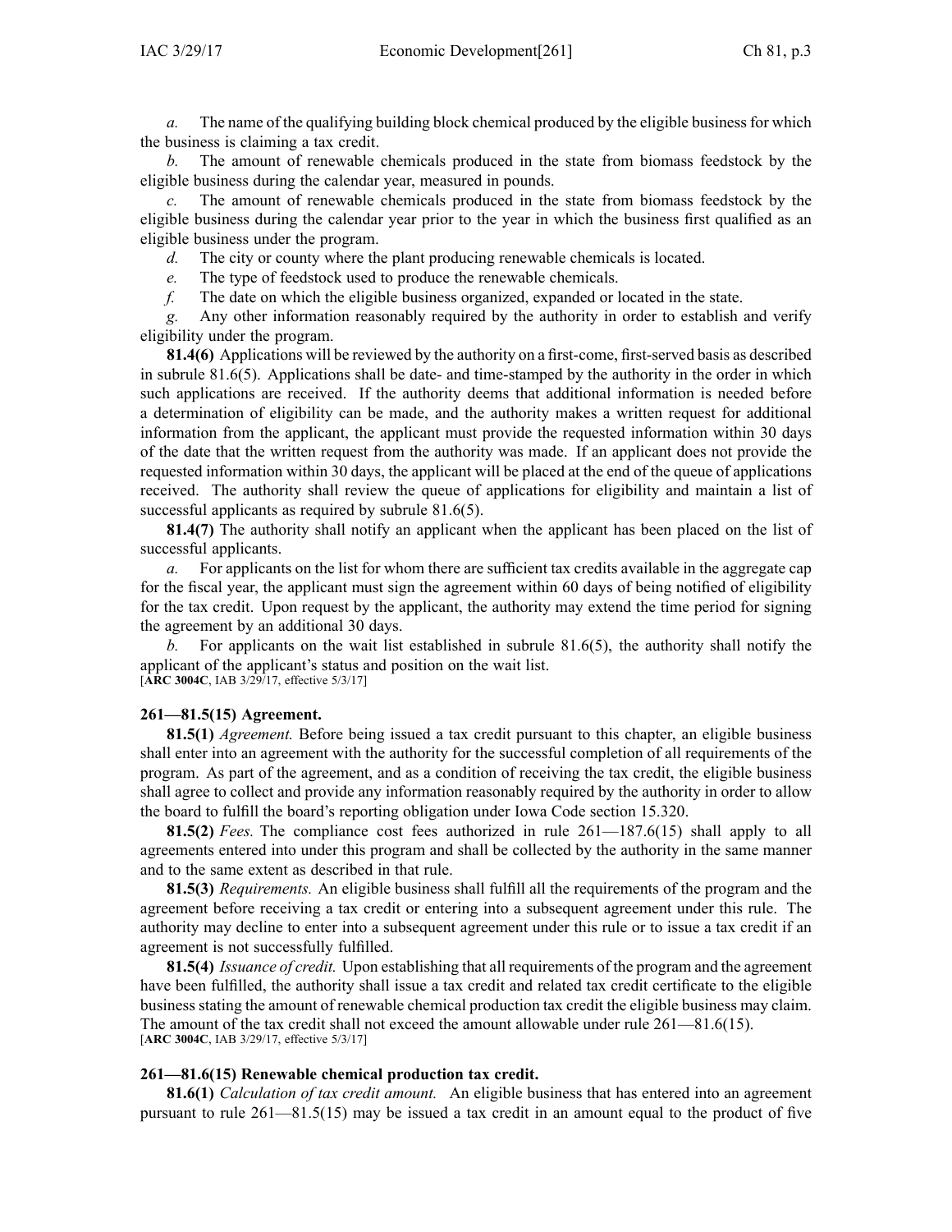*a.* The name of the qualifying building block chemical produced by the eligible business for which the business is claiming a tax credit.

*b.* The amount of renewable chemicals produced in the state from biomass feedstock by the eligible business during the calendar year, measured in pounds.

*c.* The amount of renewable chemicals produced in the state from biomass feedstock by the eligible business during the calendar year prior to the year in which the business first qualified as an eligible business under the program.

*d.* The city or county where the plant producing renewable chemicals is located.

*e.* The type of feedstock used to produce the renewable chemicals.

*f.* The date on which the eligible business organized, expanded or located in the state.

*g.* Any other information reasonably required by the authority in order to establish and verify eligibility under the program.

**81.4(6)** Applications will be reviewed by the authority on a first-come, first-served basis as described in subrule 81.6(5). Applications shall be date- and time-stamped by the authority in the order in which such applications are received. If the authority deems that additional information is needed before a determination of eligibility can be made, and the authority makes a written request for additional information from the applicant, the applicant must provide the requested information within 30 days of the date that the written request from the authority was made. If an applicant does not provide the requested information within 30 days, the applicant will be placed at the end of the queue of applications received. The authority shall review the queue of applications for eligibility and maintain a list of successful applicants as required by subrule 81.6(5).

**81.4(7)** The authority shall notify an applicant when the applicant has been placed on the list of successful applicants.

*a.* For applicants on the list for whom there are sufficient tax credits available in the aggregate cap for the fiscal year, the applicant must sign the agreement within 60 days of being notified of eligibility for the tax credit. Upon request by the applicant, the authority may extend the time period for signing the agreement by an additional 30 days.

*b.* For applicants on the wait list established in subrule 81.6(5), the authority shall notify the applicant of the applicant's status and position on the wait list.
[**ARC 3004C**, IAB 3/29/17, effective 5/3/17]

**261—81.5(15) Agreement.**

**81.5(1)** *Agreement.* Before being issued a tax credit pursuant to this chapter, an eligible business shall enter into an agreement with the authority for the successful completion of all requirements of the program. As part of the agreement, and as a condition of receiving the tax credit, the eligible business shall agree to collect and provide any information reasonably required by the authority in order to allow the board to fulfill the board's reporting obligation under Iowa Code section 15.320.

**81.5(2)** *Fees.* The compliance cost fees authorized in rule 261—187.6(15) shall apply to all agreements entered into under this program and shall be collected by the authority in the same manner and to the same extent as described in that rule.

**81.5(3)** *Requirements.* An eligible business shall fulfill all the requirements of the program and the agreement before receiving a tax credit or entering into a subsequent agreement under this rule. The authority may decline to enter into a subsequent agreement under this rule or to issue a tax credit if an agreement is not successfully fulfilled.

**81.5(4)** *Issuance of credit.* Upon establishing that all requirements of the program and the agreement have been fulfilled, the authority shall issue a tax credit and related tax credit certificate to the eligible business stating the amount of renewable chemical production tax credit the eligible business may claim. The amount of the tax credit shall not exceed the amount allowable under rule 261—81.6(15).
[**ARC 3004C**, IAB 3/29/17, effective 5/3/17]

**261—81.6(15) Renewable chemical production tax credit.**

**81.6(1)** *Calculation of tax credit amount.* An eligible business that has entered into an agreement pursuant to rule 261—81.5(15) may be issued a tax credit in an amount equal to the product of five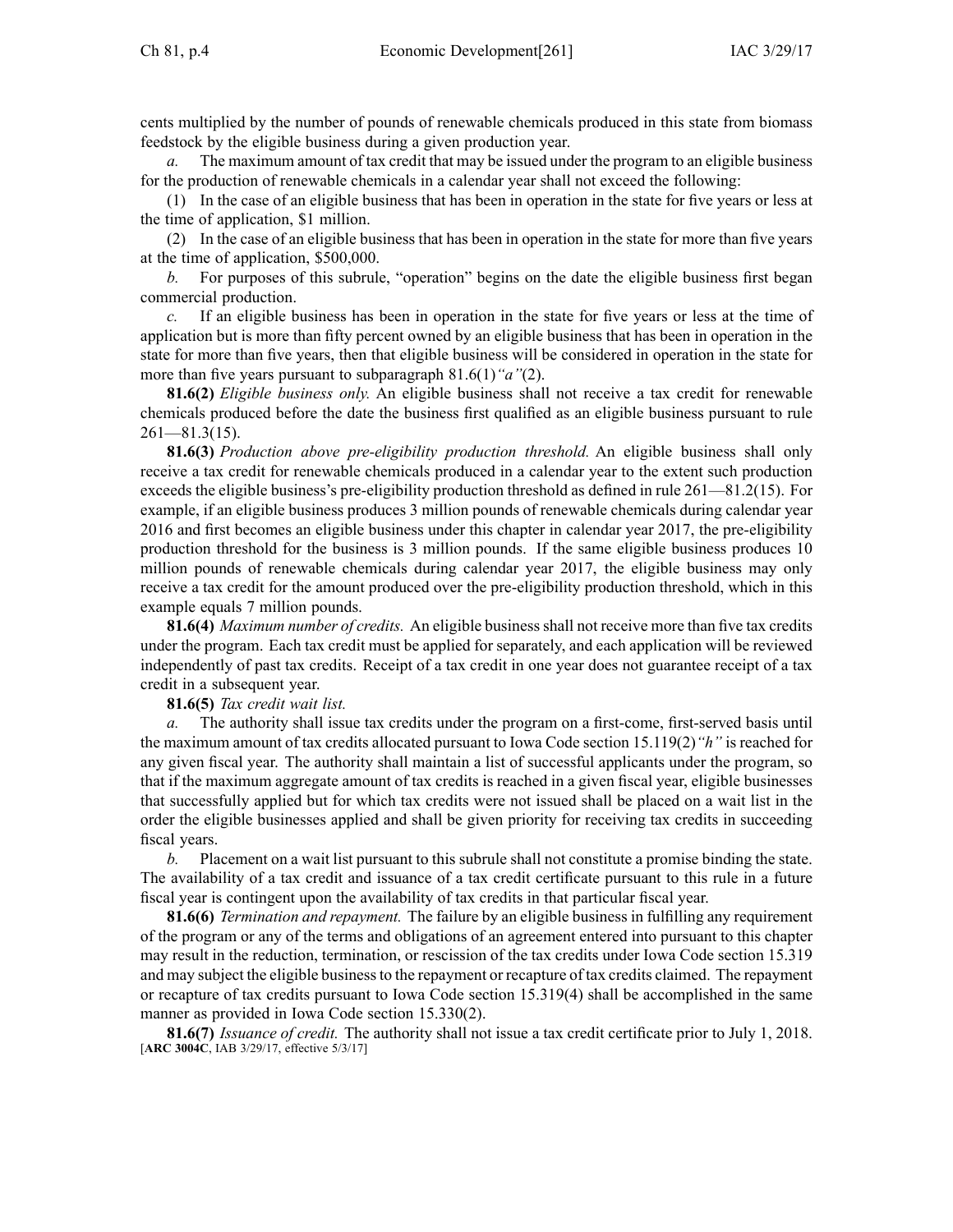cents multiplied by the number of pounds of renewable chemicals produced in this state from biomass feedstock by the eligible business during a given production year.

*a.* The maximum amount of tax credit that may be issued under the program to an eligible business for the production of renewable chemicals in a calendar year shall not exceed the following:

(1) In the case of an eligible business that has been in operation in the state for five years or less at the time of application, $1 million.

(2) In the case of an eligible business that has been in operation in the state for more than five years at the time of application, $500,000.

*b.* For purposes of this subrule, "operation" begins on the date the eligible business first began commercial production.

*c.* If an eligible business has been in operation in the state for five years or less at the time of application but is more than fifty percent owned by an eligible business that has been in operation in the state for more than five years, then that eligible business will be considered in operation in the state for more than five years pursuant to subparagraph 81.6(1)*"a"*(2).

**81.6(2)** *Eligible business only.* An eligible business shall not receive a tax credit for renewable chemicals produced before the date the business first qualified as an eligible business pursuant to rule 261—81.3(15).

**81.6(3)** *Production above pre-eligibility production threshold.* An eligible business shall only receive a tax credit for renewable chemicals produced in a calendar year to the extent such production exceeds the eligible business's pre-eligibility production threshold as defined in rule 261—81.2(15). For example, if an eligible business produces 3 million pounds of renewable chemicals during calendar year 2016 and first becomes an eligible business under this chapter in calendar year 2017, the pre-eligibility production threshold for the business is 3 million pounds. If the same eligible business produces 10 million pounds of renewable chemicals during calendar year 2017, the eligible business may only receive a tax credit for the amount produced over the pre-eligibility production threshold, which in this example equals 7 million pounds.

**81.6(4)** *Maximum number of credits.* An eligible business shall not receive more than five tax credits under the program. Each tax credit must be applied for separately, and each application will be reviewed independently of past tax credits. Receipt of a tax credit in one year does not guarantee receipt of a tax credit in a subsequent year.

**81.6(5)** *Tax credit wait list.*

*a.* The authority shall issue tax credits under the program on a first-come, first-served basis until the maximum amount of tax credits allocated pursuant to Iowa Code section 15.119(2)*"h"* is reached for any given fiscal year. The authority shall maintain a list of successful applicants under the program, so that if the maximum aggregate amount of tax credits is reached in a given fiscal year, eligible businesses that successfully applied but for which tax credits were not issued shall be placed on a wait list in the order the eligible businesses applied and shall be given priority for receiving tax credits in succeeding fiscal years.

*b.* Placement on a wait list pursuant to this subrule shall not constitute a promise binding the state. The availability of a tax credit and issuance of a tax credit certificate pursuant to this rule in a future fiscal year is contingent upon the availability of tax credits in that particular fiscal year.

**81.6(6)** *Termination and repayment.* The failure by an eligible business in fulfilling any requirement of the program or any of the terms and obligations of an agreement entered into pursuant to this chapter may result in the reduction, termination, or rescission of the tax credits under Iowa Code section 15.319 and may subject the eligible business to the repayment or recapture of tax credits claimed. The repayment or recapture of tax credits pursuant to Iowa Code section 15.319(4) shall be accomplished in the same manner as provided in Iowa Code section 15.330(2).

**81.6(7)** *Issuance of credit.* The authority shall not issue a tax credit certificate prior to July 1, 2018.
[**ARC 3004C**, IAB 3/29/17, effective 5/3/17]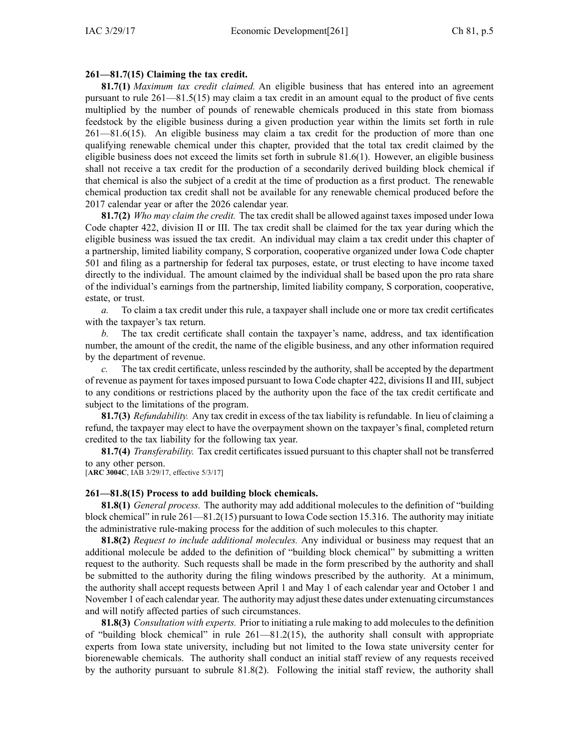**261—81.7(15) Claiming the tax credit.**

**81.7(1)** *Maximum tax credit claimed.* An eligible business that has entered into an agreement pursuant to rule 261—81.5(15) may claim a tax credit in an amount equal to the product of five cents multiplied by the number of pounds of renewable chemicals produced in this state from biomass feedstock by the eligible business during a given production year within the limits set forth in rule 261—81.6(15). An eligible business may claim a tax credit for the production of more than one qualifying renewable chemical under this chapter, provided that the total tax credit claimed by the eligible business does not exceed the limits set forth in subrule 81.6(1). However, an eligible business shall not receive a tax credit for the production of a secondarily derived building block chemical if that chemical is also the subject of a credit at the time of production as a first product. The renewable chemical production tax credit shall not be available for any renewable chemical produced before the 2017 calendar year or after the 2026 calendar year.

**81.7(2)** *Who may claim the credit.* The tax credit shall be allowed against taxes imposed under Iowa Code chapter 422, division II or III. The tax credit shall be claimed for the tax year during which the eligible business was issued the tax credit. An individual may claim a tax credit under this chapter of a partnership, limited liability company, S corporation, cooperative organized under Iowa Code chapter 501 and filing as a partnership for federal tax purposes, estate, or trust electing to have income taxed directly to the individual. The amount claimed by the individual shall be based upon the pro rata share of the individual's earnings from the partnership, limited liability company, S corporation, cooperative, estate, or trust.

*a.* To claim a tax credit under this rule, a taxpayer shall include one or more tax credit certificates with the taxpayer's tax return.

*b.* The tax credit certificate shall contain the taxpayer's name, address, and tax identification number, the amount of the credit, the name of the eligible business, and any other information required by the department of revenue.

*c.* The tax credit certificate, unless rescinded by the authority, shall be accepted by the department of revenue as payment for taxes imposed pursuant to Iowa Code chapter 422, divisions II and III, subject to any conditions or restrictions placed by the authority upon the face of the tax credit certificate and subject to the limitations of the program.

**81.7(3)** *Refundability.* Any tax credit in excess of the tax liability is refundable. In lieu of claiming a refund, the taxpayer may elect to have the overpayment shown on the taxpayer's final, completed return credited to the tax liability for the following tax year.

**81.7(4)** *Transferability.* Tax credit certificates issued pursuant to this chapter shall not be transferred to any other person.

[**ARC 3004C**, IAB 3/29/17, effective 5/3/17]

**261—81.8(15) Process to add building block chemicals.**

**81.8(1)** *General process.* The authority may add additional molecules to the definition of "building block chemical" in rule 261—81.2(15) pursuant to Iowa Code section 15.316. The authority may initiate the administrative rule-making process for the addition of such molecules to this chapter.

**81.8(2)** *Request to include additional molecules.* Any individual or business may request that an additional molecule be added to the definition of "building block chemical" by submitting a written request to the authority. Such requests shall be made in the form prescribed by the authority and shall be submitted to the authority during the filing windows prescribed by the authority. At a minimum, the authority shall accept requests between April 1 and May 1 of each calendar year and October 1 and November 1 of each calendar year. The authority may adjust these dates under extenuating circumstances and will notify affected parties of such circumstances.

**81.8(3)** *Consultation with experts.* Prior to initiating a rule making to add molecules to the definition of "building block chemical" in rule 261—81.2(15), the authority shall consult with appropriate experts from Iowa state university, including but not limited to the Iowa state university center for biorenewable chemicals. The authority shall conduct an initial staff review of any requests received by the authority pursuant to subrule 81.8(2). Following the initial staff review, the authority shall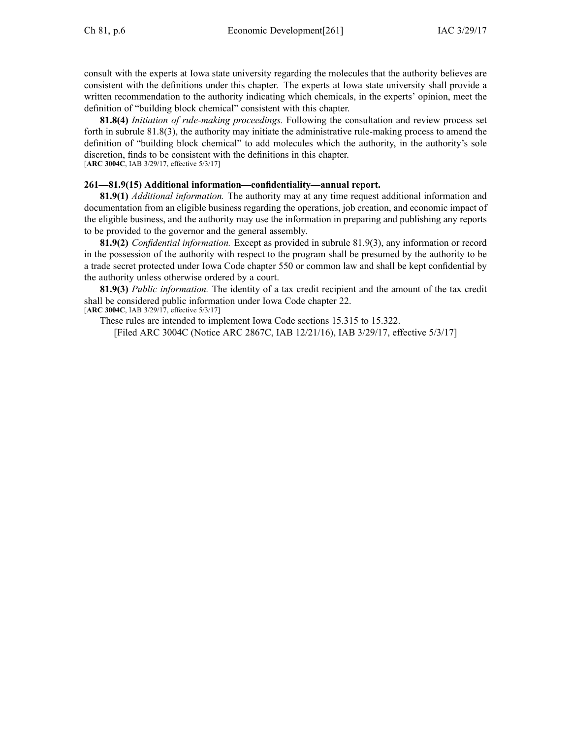consult with the experts at Iowa state university regarding the molecules that the authority believes are consistent with the definitions under this chapter. The experts at Iowa state university shall provide a written recommendation to the authority indicating which chemicals, in the experts' opinion, meet the definition of "building block chemical" consistent with this chapter.

**81.8(4)** *Initiation of rule-making proceedings.* Following the consultation and review process set forth in subrule 81.8(3), the authority may initiate the administrative rule-making process to amend the definition of "building block chemical" to add molecules which the authority, in the authority's sole discretion, finds to be consistent with the definitions in this chapter.
[**ARC 3004C**, IAB 3/29/17, effective 5/3/17]

**261—81.9(15) Additional information—confidentiality—annual report.**

**81.9(1)** *Additional information.* The authority may at any time request additional information and documentation from an eligible business regarding the operations, job creation, and economic impact of the eligible business, and the authority may use the information in preparing and publishing any reports to be provided to the governor and the general assembly.

**81.9(2)** *Confidential information.* Except as provided in subrule 81.9(3), any information or record in the possession of the authority with respect to the program shall be presumed by the authority to be a trade secret protected under Iowa Code chapter 550 or common law and shall be kept confidential by the authority unless otherwise ordered by a court.

**81.9(3)** *Public information.* The identity of a tax credit recipient and the amount of the tax credit shall be considered public information under Iowa Code chapter 22.
[**ARC 3004C**, IAB 3/29/17, effective 5/3/17]

These rules are intended to implement Iowa Code sections 15.315 to 15.322.

[Filed ARC 3004C (Notice ARC 2867C, IAB 12/21/16), IAB 3/29/17, effective 5/3/17]